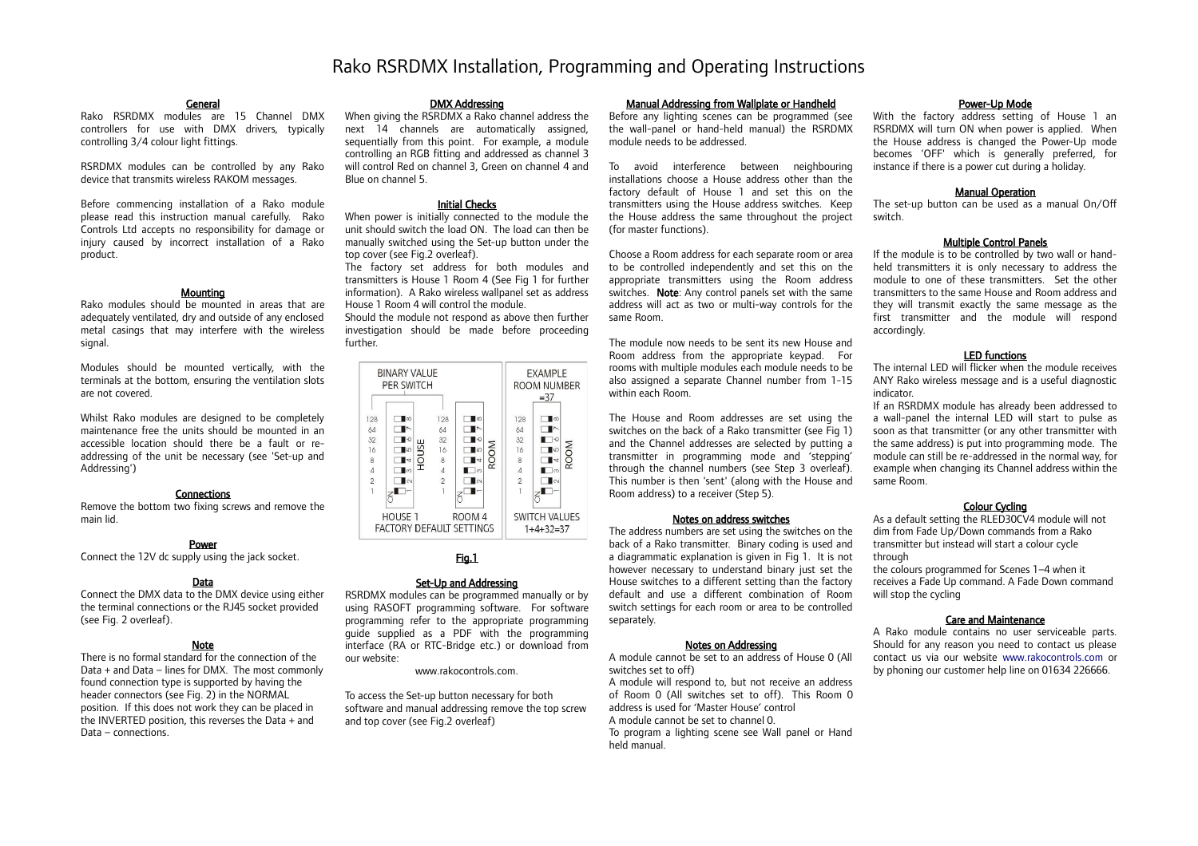# Rako RSRDMX Installation, Programming and Operating Instructions

## General

Rako RSRDMX modules are 15 Channel DMX controllers for use with DMX drivers, typically controlling 3/4 colour light fittings.

RSRDMX modules can be controlled by any Rako device that transmits wireless RAKOM messages.

Before commencing installation of a Rako module please read this instruction manual carefully. Rako Controls Ltd accepts no responsibility for damage or injury caused by incorrect installation of a Rako product.

## Mounting

Rako modules should be mounted in areas that are adequately ventilated, dry and outside of any enclosed metal casings that may interfere with the wireless signal.

Modules should be mounted vertically, with the terminals at the bottom, ensuring the ventilation slots are not covered.

Whilst Rako modules are designed to be completely maintenance free the units should be mounted in an accessible location should there be a fault or re-addressing of the unit be necessary (see 'Set-up and Addressing')

## Connections

Remove the bottom two fixing screws and remove the main lid.

## Power

Connect the 12V dc supply using the jack socket.

## Data

Connect the DMX data to the DMX device using either the terminal connections or the RJ45 socket provided (see Fig. 2 overleaf).

## Note

There is no formal standard for the connection of the Data + and Data – lines for DMX. The most commonly found connection type is supported by having the header connectors (see Fig. 2) in the NORMAL position. If this does not work they can be placed in the INVERTED position, this reverses the Data + and Data – connections.

## DMX Addressing

When giving the RSRDMX a Rako channel address the next 14 channels are automatically assigned, sequentially from this point. For example, a module controlling an RGB fitting and addressed as channel 3 will control Red on channel 3, Green on channel 4 and Blue on channel 5.

## Initial Checks

When power is initially connected to the module the unit should switch the load ON. The load can then be manually switched using the Set-up button under the top cover (see Fig.2 overleaf).

The factory set address for both modules and transmitters is House 1 Room 4 (See Fig 1 for further information). A Rako wireless wallpanel set as address House 1 Room 4 will control the module.

Should the module not respond as above then further investigation should be made before proceeding further.

BINARY VALUE PER SWITCH — HOUSE 1, ROOM 4 — FACTORY DEFAULT SETTINGS

EXAMPLE ROOM NUMBER =37 — SWITCH VALUES 1+4+32=37

Fig.1

## Set-Up and Addressing

RSRDMX modules can be programmed manually or by using RASOFT programming software. For software programming refer to the appropriate programming guide supplied as a PDF with the programming interface (RA or RTC-Bridge etc.) or download from our website:

www.rakocontrols.com.

To access the Set-up button necessary for both software and manual addressing remove the top screw and top cover (see Fig.2 overleaf)

## Manual Addressing from Wallplate or Handheld

Before any lighting scenes can be programmed (see the wall-panel or hand-held manual) the RSRDMX module needs to be addressed.

To avoid interference between neighbouring installations choose a House address other than the factory default of House 1 and set this on the transmitters using the House address switches. Keep the House address the same throughout the project (for master functions).

Choose a Room address for each separate room or area to be controlled independently and set this on the appropriate transmitters using the Room address switches. **Note**: Any control panels set with the same address will act as two or multi-way controls for the same Room.

The module now needs to be sent its new House and Room address from the appropriate keypad. For rooms with multiple modules each module needs to be also assigned a separate Channel number from 1-15 within each Room.

The House and Room addresses are set using the switches on the back of a Rako transmitter (see Fig 1) and the Channel addresses are selected by putting a transmitter in programming mode and 'stepping' through the channel numbers (see Step 3 overleaf). This number is then 'sent' (along with the House and Room address) to a receiver (Step 5).

## Notes on address switches

The address numbers are set using the switches on the back of a Rako transmitter. Binary coding is used and a diagrammatic explanation is given in Fig 1. It is not however necessary to understand binary just set the House switches to a different setting than the factory default and use a different combination of Room switch settings for each room or area to be controlled separately.

## Notes on Addressing

A module cannot be set to an address of House 0 (All switches set to off)

A module will respond to, but not receive an address of Room 0 (All switches set to off). This Room 0 address is used for 'Master House' control

A module cannot be set to channel 0.

To program a lighting scene see Wall panel or Hand held manual.

## Power-Up Mode

With the factory address setting of House 1 an RSRDMX will turn ON when power is applied. When the House address is changed the Power-Up mode becomes 'OFF' which is generally preferred, for instance if there is a power cut during a holiday.

## Manual Operation

The set-up button can be used as a manual On/Off switch.

## Multiple Control Panels

If the module is to be controlled by two wall or hand-held transmitters it is only necessary to address the module to one of these transmitters. Set the other transmitters to the same House and Room address and they will transmit exactly the same message as the first transmitter and the module will respond accordingly.

## LED functions

The internal LED will flicker when the module receives ANY Rako wireless message and is a useful diagnostic indicator.

If an RSRDMX module has already been addressed to a wall-panel the internal LED will start to pulse as soon as that transmitter (or any other transmitter with the same address) is put into programming mode. The module can still be re-addressed in the normal way, for example when changing its Channel address within the same Room.

## Colour Cycling

As a default setting the RLED30CV4 module will not dim from Fade Up/Down commands from a Rako transmitter but instead will start a colour cycle through

the colours programmed for Scenes 1–4 when it receives a Fade Up command. A Fade Down command will stop the cycling

## Care and Maintenance

A Rako module contains no user serviceable parts. Should for any reason you need to contact us please contact us via our website www.rakocontrols.com or by phoning our customer help line on 01634 226666.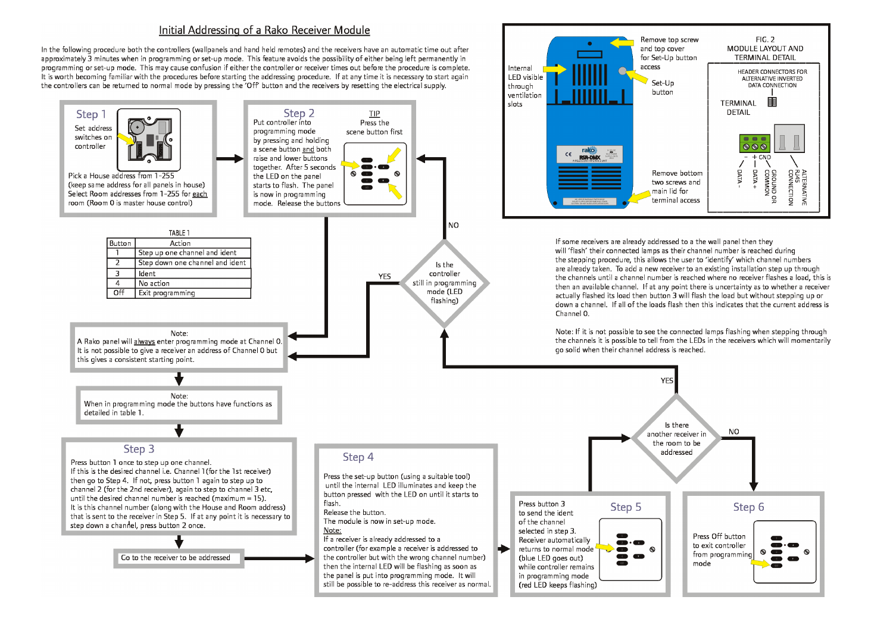# Initial Addressing of a Rako Receiver Module

In the following procedure both the controllers (wallpanels and hand held remotes) and the receivers have an automatic time out after approximately 3 minutes when in programming or set-up mode. This feature avoids the possibility of either being left permanently in programming or set-up mode. This may cause confusion if either the controller or receiver times out before the procedure is complete. It is worth becoming familiar with the procedures before starting the addressing procedure. If at any time it is necessary to start again the controllers can be returned to normal mode by pressing the 'Off' button and the receivers by resetting the electrical supply.

## Step 1

Set address switches on controller

Pick a House address from 1-255 (keep same address for all panels in house)
Select Room addresses from 1-255 for each room (Room 0 is master house control)

## Step 2

Put controller into programming mode by pressing and holding a scene button and both raise and lower buttons together. After 5 seconds the LED on the panel starts to flash. The panel is now in programming mode. Release the buttons

**TIP**
Press the scene button first

TABLE 1

| Button | Action |
|---|---|
| 1 | Step up one channel and ident |
| 2 | Step down one channel and ident |
| 3 | Ident |
| 4 | No action |
| Off | Exit programming |

Note:
A Rako panel will always enter programming mode at Channel 0. It is not possible to give a receiver an address of Channel 0 but this gives a consistent starting point.

Note:
When in programming mode the buttons have functions as detailed in table 1.

## Step 3

Press button 1 once to step up one channel.
If this is the desired channel i.e. Channel 1 (for the 1st receiver) then go to Step 4. If not, press button 1 again to step up to channel 2 (for the 2nd receiver), again to step to channel 3 etc, until the desired channel number is reached (maximum = 15).
It is this channel number (along with the House and Room address) that is sent to the receiver in Step 5. If at any point it is necessary to step down a channel, press button 2 once.

Go to the receiver to be addressed

## Step 4

Press the set-up button (using a suitable tool) until the internal LED illuminates and keep the button pressed with the LED on until it starts to flash.
Release the button.
The module is now in set-up mode.
Note:
If a receiver is already addressed to a controller (for example a receiver is addressed to the controller but with the wrong channel number) then the internal LED will be flashing as soon as the panel is put into programming mode. It will still be possible to re-address this receiver as normal.

## Step 5

Press button 3 to send the ident of the channel selected in step 3.
Receiver automatically returns to normal mode (blue LED goes out) while controller remains in programming mode (red LED keeps flashing)

Is there another receiver in the room to be addressed? — YES: Is the controller still in programming mode (LED flashing)? — YES: go to Step 3 (Note); NO: go to Step 2. Is there another receiver in the room to be addressed? — NO: go to Step 6.

## Step 6

Press Off button to exit controller from programming mode

---

FIG. 2
MODULE LAYOUT AND TERMINAL DETAIL

Remove top screw and top cover for Set-Up button access

Internal LED visible through ventilation slots

Set-Up button

Remove bottom two screws and main lid for terminal access

HEADER CONNECTORS FOR ALTERNATIVE INVERTED DATA CONNECTION

TERMINAL DETAIL

DATA - | DATA + | GND: GROUND OR COMMON | ALTERNATIVE RJ45 CONNECTION

If some receivers are already addressed to a the wall panel then they will 'flash' their connected lamps as their channel number is reached during the stepping procedure, this allows the user to 'identify' which channel numbers are already taken. To add a new receiver to an existing installation step up through the channels until a channel number is reached where no receiver flashes a load, this is then an available channel. If at any point there is uncertainty as to whether a receiver actually flashed its load then button 3 will flash the load but without stepping up or down a channel. If all of the loads flash then this indicates that the current address is Channel 0.

Note: If it is not possible to see the connected lamps flashing when stepping through the channels it is possible to tell from the LEDs in the receivers which will momentarily go solid when their channel address is reached.